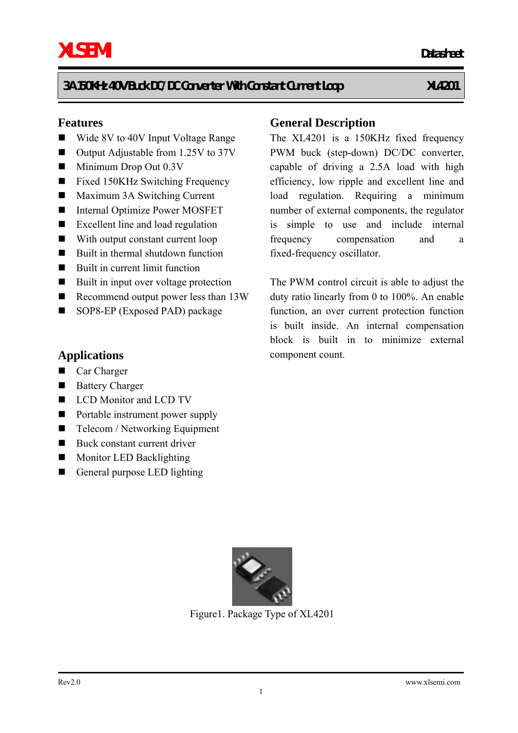# 3A 150KHz 40V Buck DC/DC Converter With Constant Current Loop — XL4201

## Features

- Wide 8V to 40V Input Voltage Range
- Output Adjustable from 1.25V to 37V
- Minimum Drop Out 0.3V
- Fixed 150KHz Switching Frequency
- Maximum 3A Switching Current
- Internal Optimize Power MOSFET
- Excellent line and load regulation
- With output constant current loop
- Built in thermal shutdown function
- Built in current limit function
- Built in input over voltage protection
- Recommend output power less than 13W
- SOP8-EP (Exposed PAD) package

## Applications

- Car Charger
- Battery Charger
- LCD Monitor and LCD TV
- Portable instrument power supply
- Telecom / Networking Equipment
- Buck constant current driver
- Monitor LED Backlighting
- General purpose LED lighting

## General Description

The XL4201 is a 150KHz fixed frequency PWM buck (step-down) DC/DC converter, capable of driving a 2.5A load with high efficiency, low ripple and excellent line and load regulation. Requiring a minimum number of external components, the regulator is simple to use and include internal frequency compensation and a fixed-frequency oscillator.

The PWM control circuit is able to adjust the duty ratio linearly from 0 to 100%. An enable function, an over current protection function is built inside. An internal compensation block is built in to minimize external component count.

Figure1. Package Type of XL4201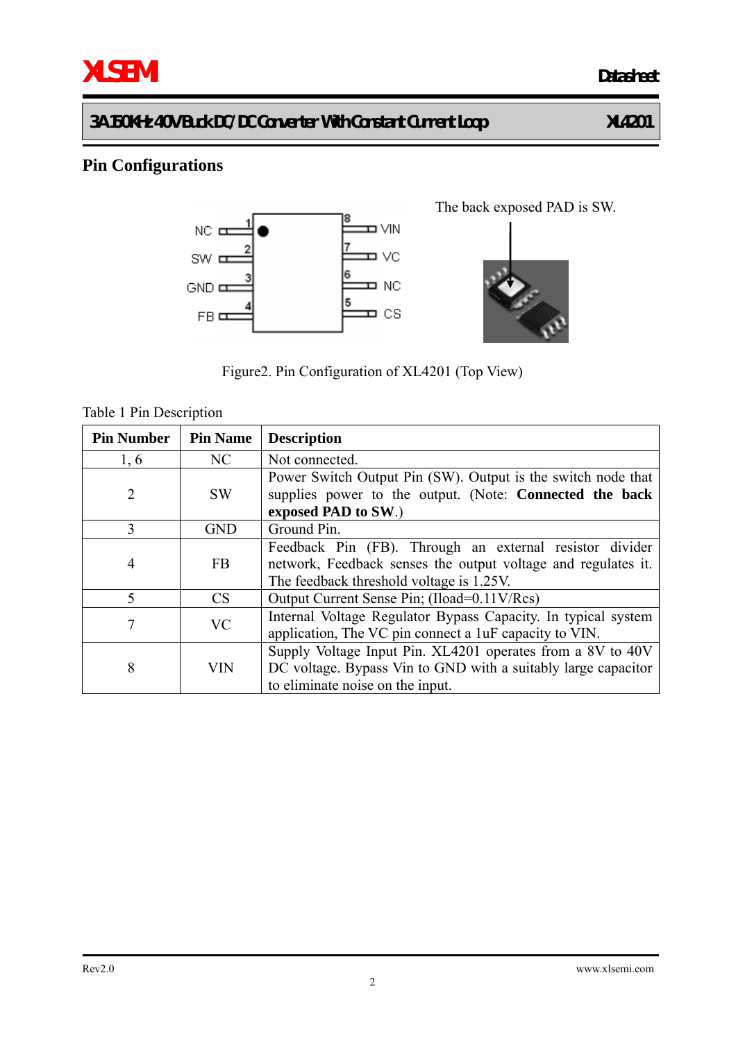## Pin Configurations

The back exposed PAD is SW.

Figure2. Pin Configuration of XL4201 (Top View)

Table 1 Pin Description

| Pin Number | Pin Name | Description |
|---|---|---|
| 1, 6 | NC | Not connected. |
| 2 | SW | Power Switch Output Pin (SW). Output is the switch node that supplies power to the output. (Note: **Connected the back exposed PAD to SW**.) |
| 3 | GND | Ground Pin. |
| 4 | FB | Feedback Pin (FB). Through an external resistor divider network, Feedback senses the output voltage and regulates it. The feedback threshold voltage is 1.25V. |
| 5 | CS | Output Current Sense Pin; (Iload=0.11V/Rcs) |
| 7 | VC | Internal Voltage Regulator Bypass Capacity. In typical system application, The VC pin connect a 1uF capacity to VIN. |
| 8 | VIN | Supply Voltage Input Pin. XL4201 operates from a 8V to 40V DC voltage. Bypass Vin to GND with a suitably large capacitor to eliminate noise on the input. |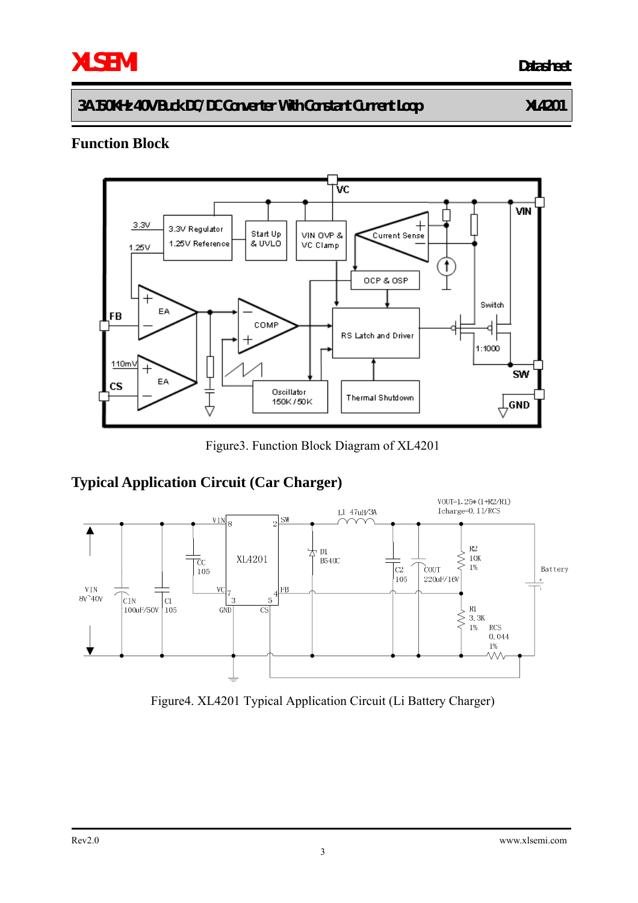## Function Block

Figure3. Function Block Diagram of XL4201

## Typical Application Circuit (Car Charger)

Figure4. XL4201 Typical Application Circuit (Li Battery Charger)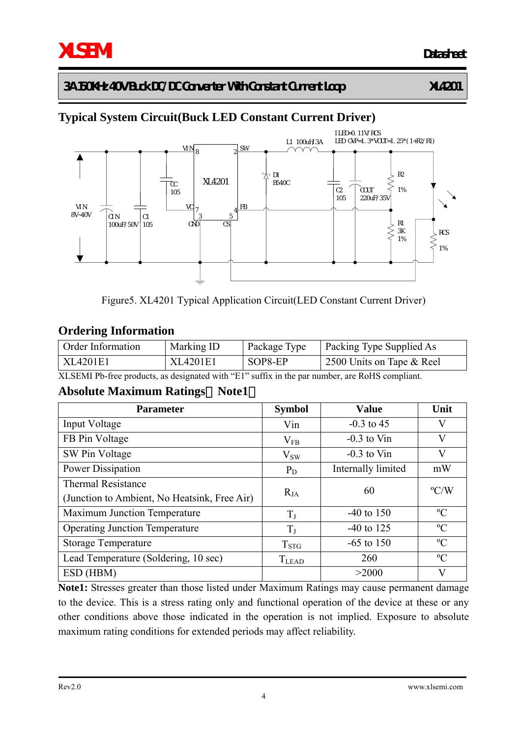## Typical System Circuit(Buck LED Constant Current Driver)

Figure5. XL4201 Typical Application Circuit(LED Constant Current Driver)

## Ordering Information

| Order Information | Marking ID | Package Type | Packing Type Supplied As |
|---|---|---|---|
| XL4201E1 | XL4201E1 | SOP8-EP | 2500 Units on Tape & Reel |

XLSEMI Pb-free products, as designated with "E1" suffix in the par number, are RoHS compliant.

## Absolute Maximum Ratings（Note1）

| Parameter | Symbol | Value | Unit |
|---|---|---|---|
| Input Voltage | Vin | -0.3 to 45 | V |
| FB Pin Voltage | $V_{FB}$ | -0.3 to Vin | V |
| SW Pin Voltage | $V_{SW}$ | -0.3 to Vin | V |
| Power Dissipation | $P_D$ | Internally limited | mW |
| Thermal Resistance (Junction to Ambient, No Heatsink, Free Air) | $R_{JA}$ | 60 | ºC/W |
| Maximum Junction Temperature | $T_J$ | -40 to 150 | ºC |
| Operating Junction Temperature | $T_J$ | -40 to 125 | ºC |
| Storage Temperature | $T_{STG}$ | -65 to 150 | ºC |
| Lead Temperature (Soldering, 10 sec) | $T_{LEAD}$ | 260 | ºC |
| ESD (HBM) | | >2000 | V |

**Note1:** Stresses greater than those listed under Maximum Ratings may cause permanent damage to the device. This is a stress rating only and functional operation of the device at these or any other conditions above those indicated in the operation is not implied. Exposure to absolute maximum rating conditions for extended periods may affect reliability.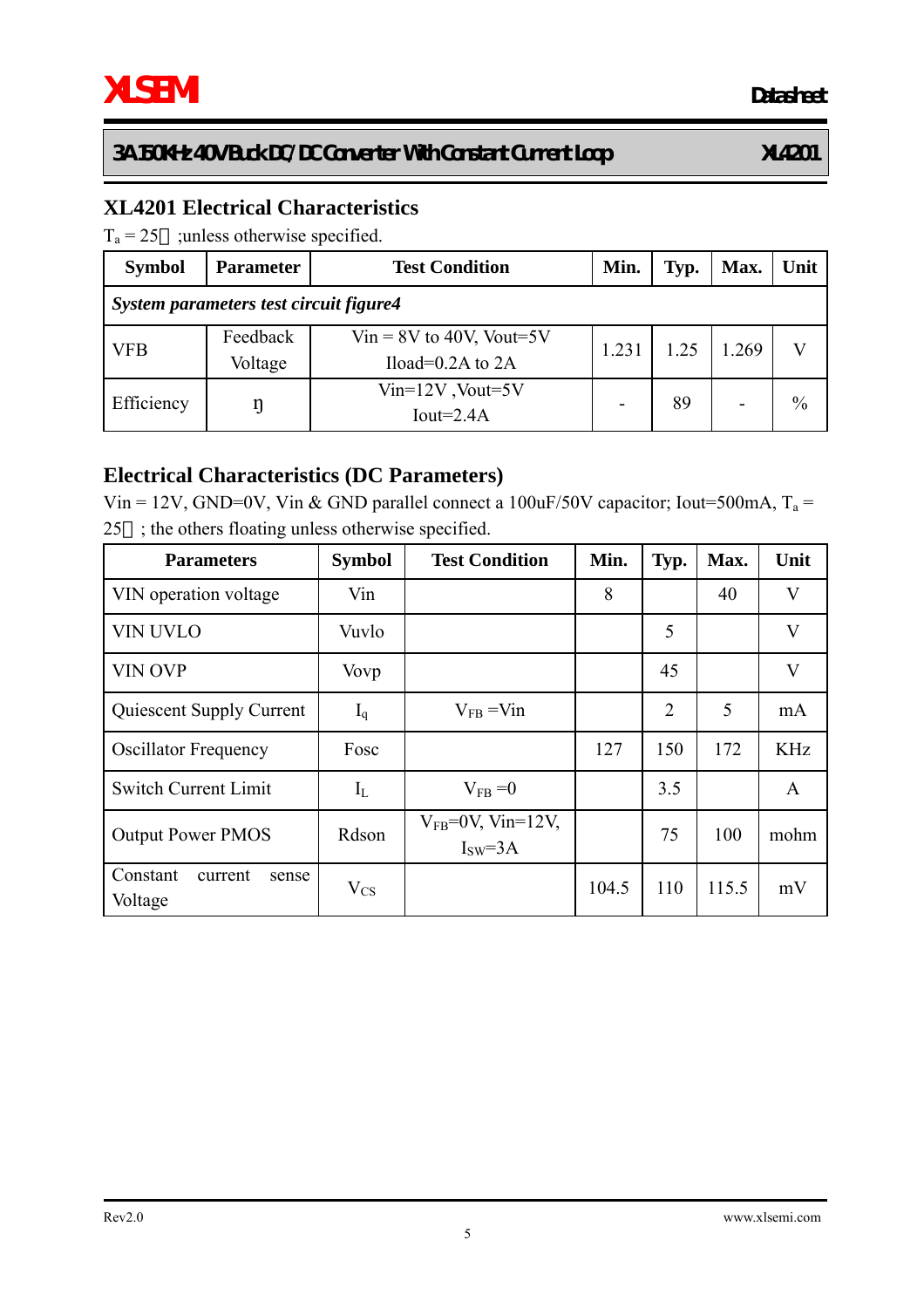## XL4201 Electrical Characteristics

$T_a$ = 25℃;unless otherwise specified.

| Symbol | Parameter | Test Condition | Min. | Typ. | Max. | Unit |
|---|---|---|---|---|---|---|
| *System parameters test circuit figure4* | | | | | | |
| VFB | Feedback Voltage | Vin = 8V to 40V, Vout=5V Iload=0.2A to 2A | 1.231 | 1.25 | 1.269 | V |
| Efficiency | ŋ | Vin=12V ,Vout=5V Iout=2.4A | - | 89 | - | % |

## Electrical Characteristics (DC Parameters)

Vin = 12V, GND=0V, Vin & GND parallel connect a 100uF/50V capacitor; Iout=500mA, $T_a$ = 25℃; the others floating unless otherwise specified.

| Parameters | Symbol | Test Condition | Min. | Typ. | Max. | Unit |
|---|---|---|---|---|---|---|
| VIN operation voltage | Vin | | 8 | | 40 | V |
| VIN UVLO | Vuvlo | | | 5 | | V |
| VIN OVP | Vovp | | | 45 | | V |
| Quiescent Supply Current | $I_q$ | $V_{FB}$ =Vin | | 2 | 5 | mA |
| Oscillator Frequency | Fosc | | 127 | 150 | 172 | KHz |
| Switch Current Limit | $I_L$ | $V_{FB}$ =0 | | 3.5 | | A |
| Output Power PMOS | Rdson | $V_{FB}$=0V, Vin=12V, $I_{SW}$=3A | | 75 | 100 | mohm |
| Constant current sense Voltage | $V_{CS}$ | | 104.5 | 110 | 115.5 | mV |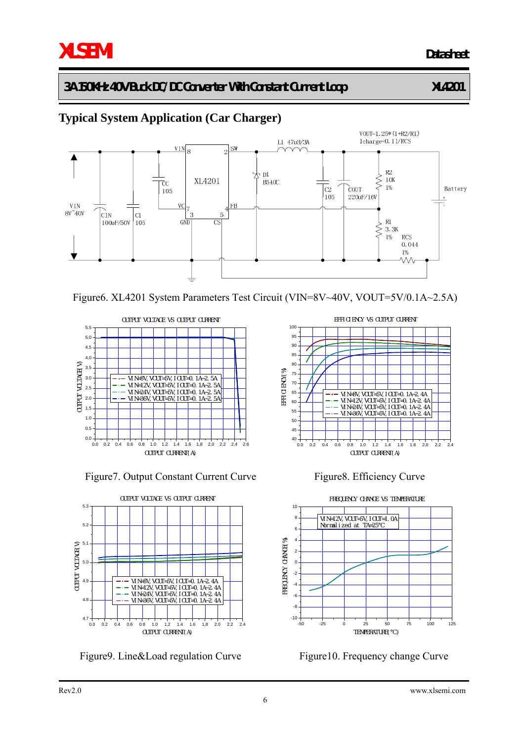## Typical System Application (Car Charger)

VOUT=1.25*(1+R2/R1)
Icharge=0.11/RCS

Figure6. XL4201 System Parameters Test Circuit (VIN=8V~40V, VOUT=5V/0.1A~2.5A)

Figure7. Output Constant Current Curve

Figure8. Efficiency Curve

Figure9. Line&Load regulation Curve

Figure10. Frequency change Curve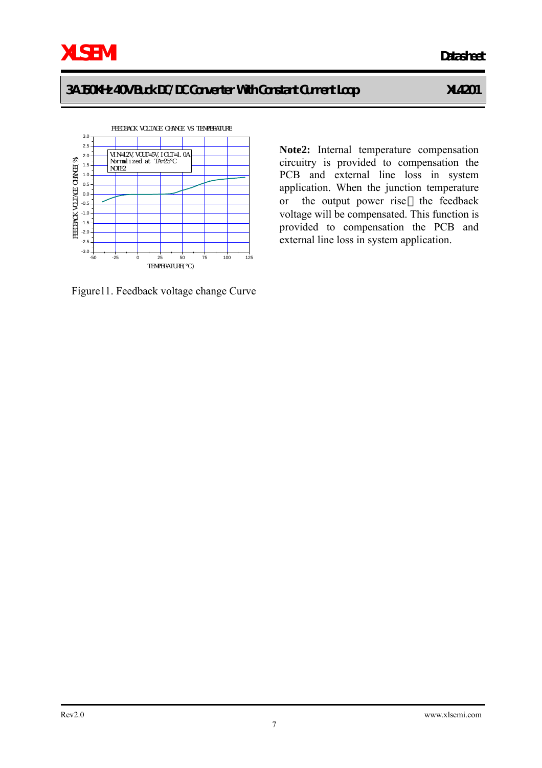Figure11. Feedback voltage change Curve

**Note2:** Internal temperature compensation circuitry is provided to compensation the PCB and external line loss in system application. When the junction temperature or the output power rise，the feedback voltage will be compensated. This function is provided to compensation the PCB and external line loss in system application.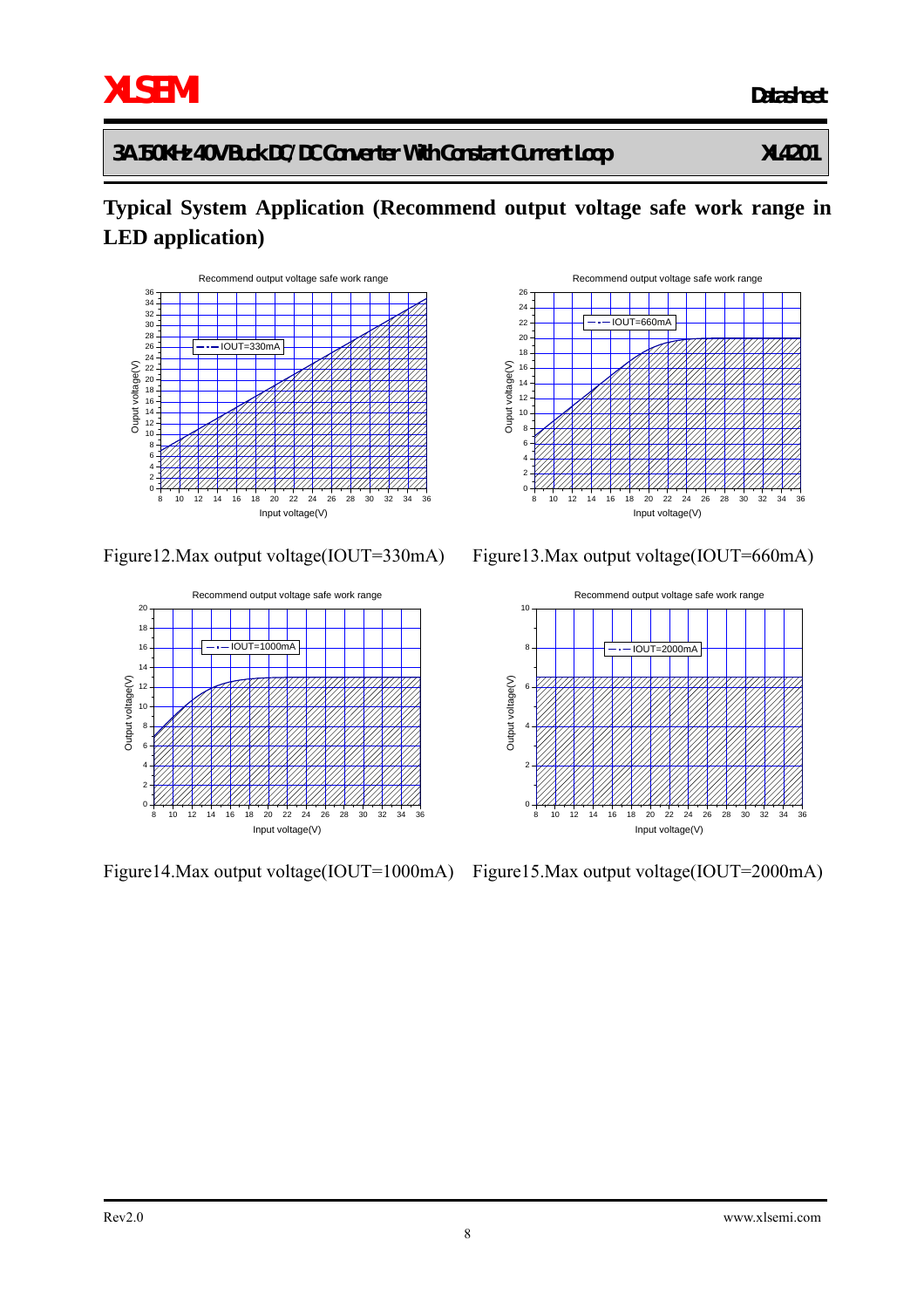## Typical System Application (Recommend output voltage safe work range in LED application)

Figure12.Max output voltage(IOUT=330mA)

Figure13.Max output voltage(IOUT=660mA)

Figure14.Max output voltage(IOUT=1000mA)

Figure15.Max output voltage(IOUT=2000mA)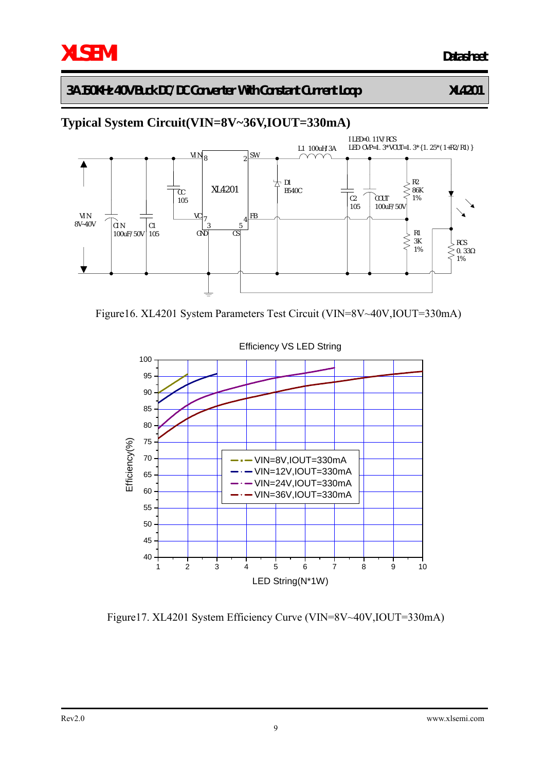## Typical System Circuit(VIN=8V~36V,IOUT=330mA)

Figure16. XL4201 System Parameters Test Circuit (VIN=8V~40V,IOUT=330mA)

Figure17. XL4201 System Efficiency Curve (VIN=8V~40V,IOUT=330mA)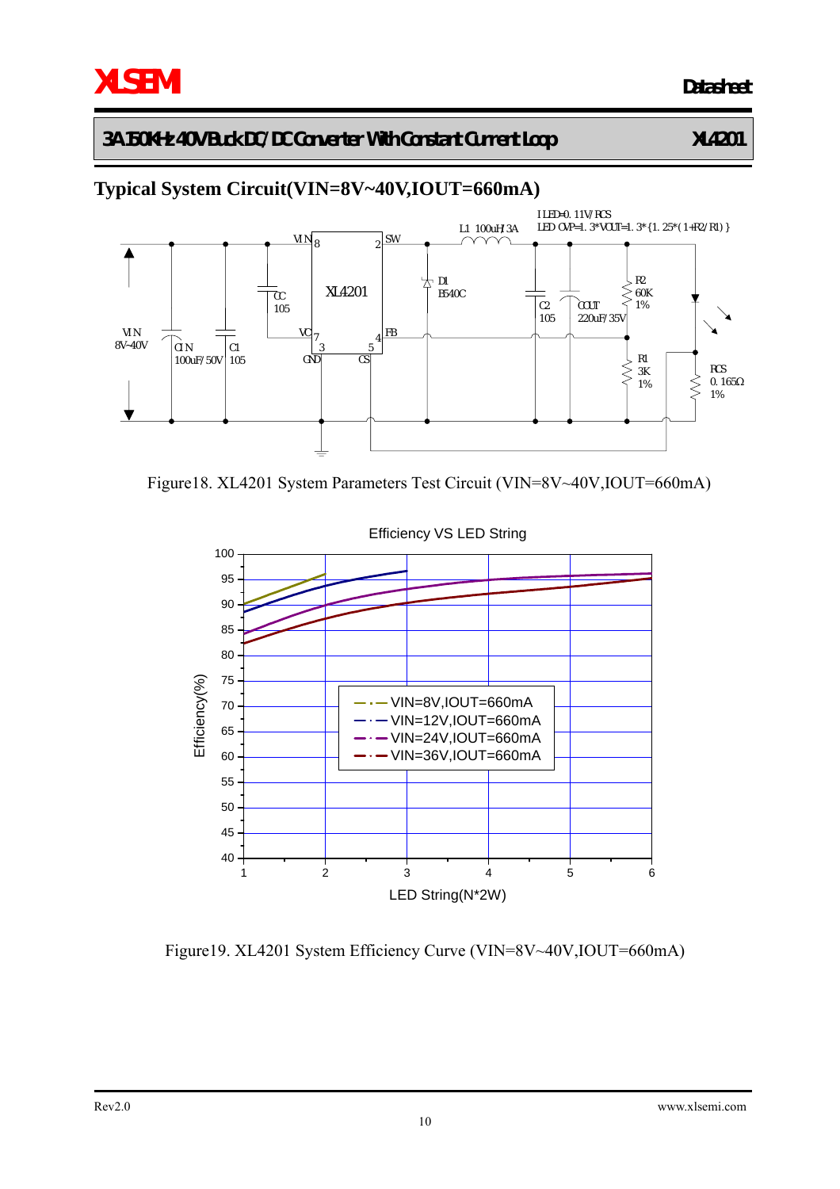## Typical System Circuit(VIN=8V~40V,IOUT=660mA)

Figure18. XL4201 System Parameters Test Circuit (VIN=8V~40V,IOUT=660mA)

Figure19. XL4201 System Efficiency Curve (VIN=8V~40V,IOUT=660mA)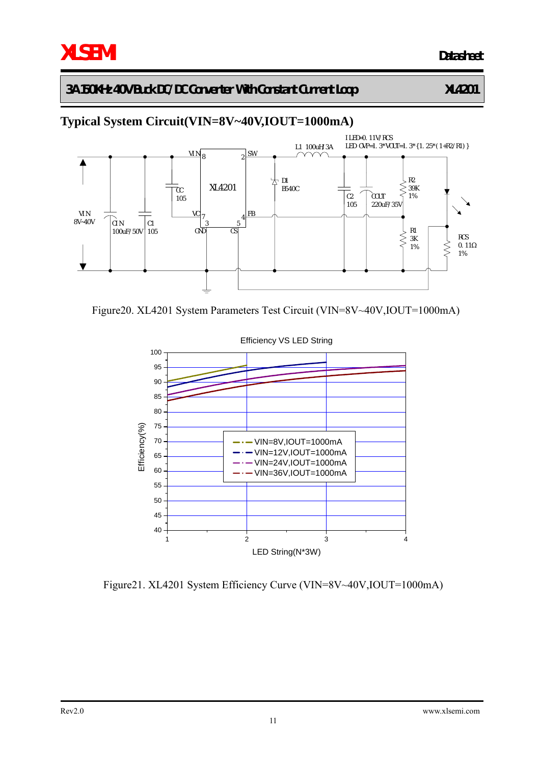## Typical System Circuit(VIN=8V~40V,IOUT=1000mA)

Figure20. XL4201 System Parameters Test Circuit (VIN=8V~40V,IOUT=1000mA)

Figure21. XL4201 System Efficiency Curve (VIN=8V~40V,IOUT=1000mA)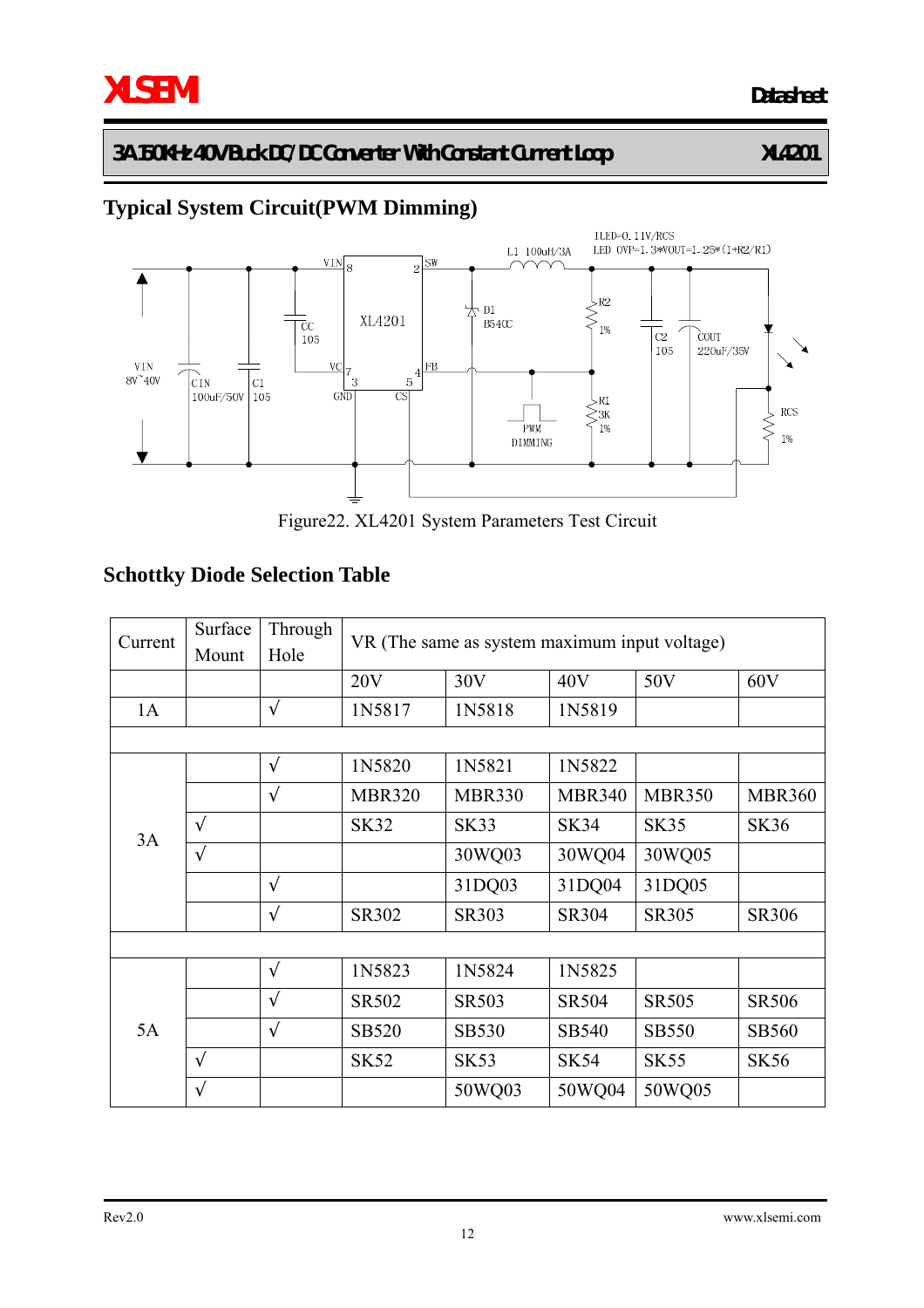## Typical System Circuit(PWM Dimming)

Figure22. XL4201 System Parameters Test Circuit

## Schottky Diode Selection Table

| Current | Surface Mount | Through Hole | VR (The same as system maximum input voltage) | | | | |
|---|---|---|---|---|---|---|---|
| | | | 20V | 30V | 40V | 50V | 60V |
| 1A | | √ | 1N5817 | 1N5818 | 1N5819 | | |
| | | | | | | | |
| 3A | | √ | 1N5820 | 1N5821 | 1N5822 | | |
| | | √ | MBR320 | MBR330 | MBR340 | MBR350 | MBR360 |
| | √ | | SK32 | SK33 | SK34 | SK35 | SK36 |
| | √ | | | 30WQ03 | 30WQ04 | 30WQ05 | |
| | | √ | | 31DQ03 | 31DQ04 | 31DQ05 | |
| | | √ | SR302 | SR303 | SR304 | SR305 | SR306 |
| | | | | | | | |
| 5A | | √ | 1N5823 | 1N5824 | 1N5825 | | |
| | | √ | SR502 | SR503 | SR504 | SR505 | SR506 |
| | | √ | SB520 | SB530 | SB540 | SB550 | SB560 |
| | √ | | SK52 | SK53 | SK54 | SK55 | SK56 |
| | √ | | | 50WQ03 | 50WQ04 | 50WQ05 | |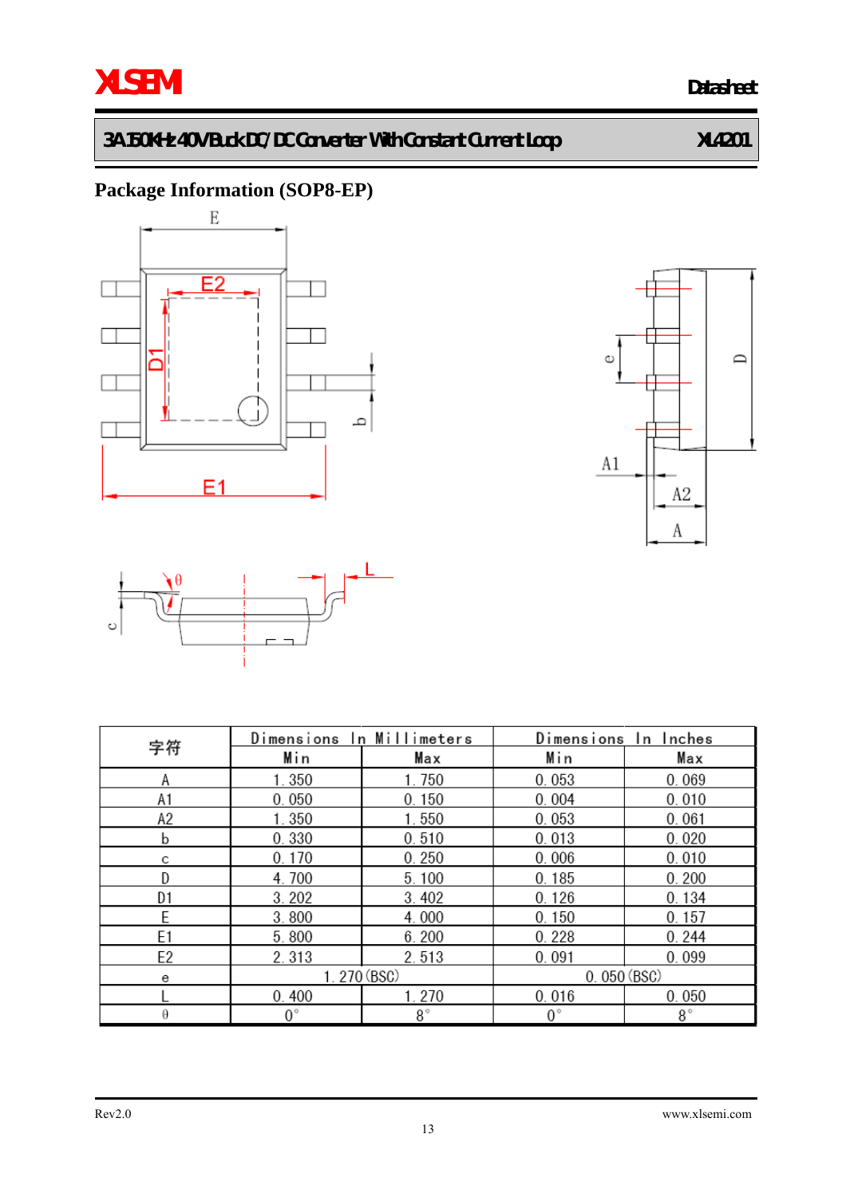## Package Information (SOP8-EP)

| 字符 | Dimensions In Millimeters | | Dimensions In Inches | |
|---|---|---|---|---|
| | Min | Max | Min | Max |
| A | 1.350 | 1.750 | 0.053 | 0.069 |
| A1 | 0.050 | 0.150 | 0.004 | 0.010 |
| A2 | 1.350 | 1.550 | 0.053 | 0.061 |
| b | 0.330 | 0.510 | 0.013 | 0.020 |
| c | 0.170 | 0.250 | 0.006 | 0.010 |
| D | 4.700 | 5.100 | 0.185 | 0.200 |
| D1 | 3.202 | 3.402 | 0.126 | 0.134 |
| E | 3.800 | 4.000 | 0.150 | 0.157 |
| E1 | 5.800 | 6.200 | 0.228 | 0.244 |
| E2 | 2.313 | 2.513 | 0.091 | 0.099 |
| e | 1.270 (BSC) | | 0.050 (BSC) | |
| L | 0.400 | 1.270 | 0.016 | 0.050 |
| θ | 0° | 8° | 0° | 8° |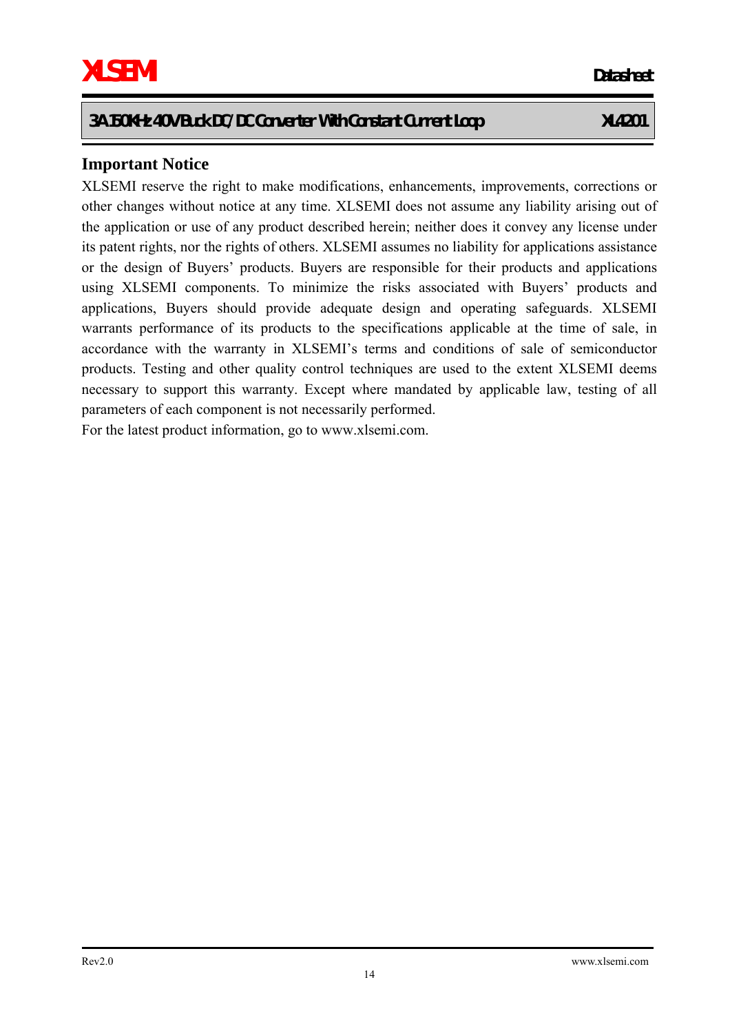## Important Notice

XLSEMI reserve the right to make modifications, enhancements, improvements, corrections or other changes without notice at any time. XLSEMI does not assume any liability arising out of the application or use of any product described herein; neither does it convey any license under its patent rights, nor the rights of others. XLSEMI assumes no liability for applications assistance or the design of Buyers' products. Buyers are responsible for their products and applications using XLSEMI components. To minimize the risks associated with Buyers' products and applications, Buyers should provide adequate design and operating safeguards. XLSEMI warrants performance of its products to the specifications applicable at the time of sale, in accordance with the warranty in XLSEMI's terms and conditions of sale of semiconductor products. Testing and other quality control techniques are used to the extent XLSEMI deems necessary to support this warranty. Except where mandated by applicable law, testing of all parameters of each component is not necessarily performed.

For the latest product information, go to www.xlsemi.com.